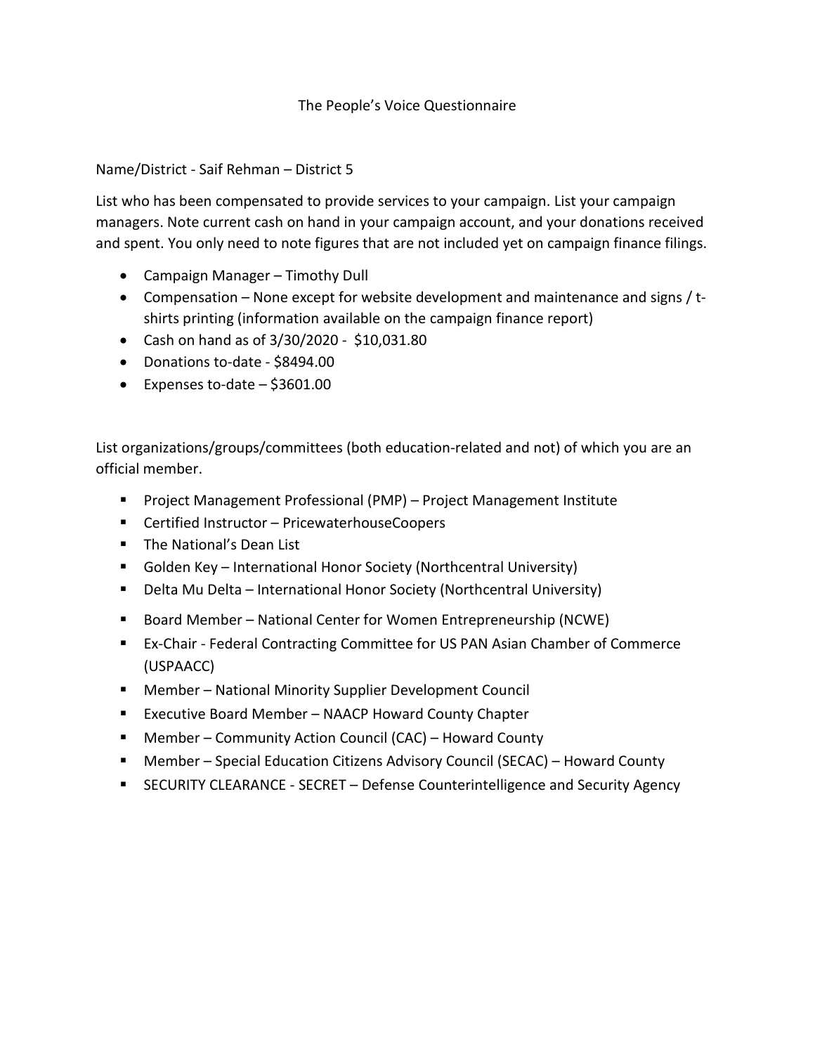# The People's Voice Questionnaire

Name/District - Saif Rehman – District 5

List who has been compensated to provide services to your campaign. List your campaign managers. Note current cash on hand in your campaign account, and your donations received and spent. You only need to note figures that are not included yet on campaign finance filings.

- Campaign Manager – Timothy Dull
- Compensation – None except for website development and maintenance and signs / t-shirts printing (information available on the campaign finance report)
- Cash on hand as of 3/30/2020 - $10,031.80
- Donations to-date - $8494.00
- Expenses to-date – $3601.00

List organizations/groups/committees (both education-related and not) of which you are an official member.

- Project Management Professional (PMP) – Project Management Institute
- Certified Instructor – PricewaterhouseCoopers
- The National's Dean List
- Golden Key – International Honor Society (Northcentral University)
- Delta Mu Delta – International Honor Society (Northcentral University)
- Board Member – National Center for Women Entrepreneurship (NCWE)
- Ex-Chair - Federal Contracting Committee for US PAN Asian Chamber of Commerce (USPAACC)
- Member – National Minority Supplier Development Council
- Executive Board Member – NAACP Howard County Chapter
- Member – Community Action Council (CAC) – Howard County
- Member – Special Education Citizens Advisory Council (SECAC) – Howard County
- SECURITY CLEARANCE - SECRET – Defense Counterintelligence and Security Agency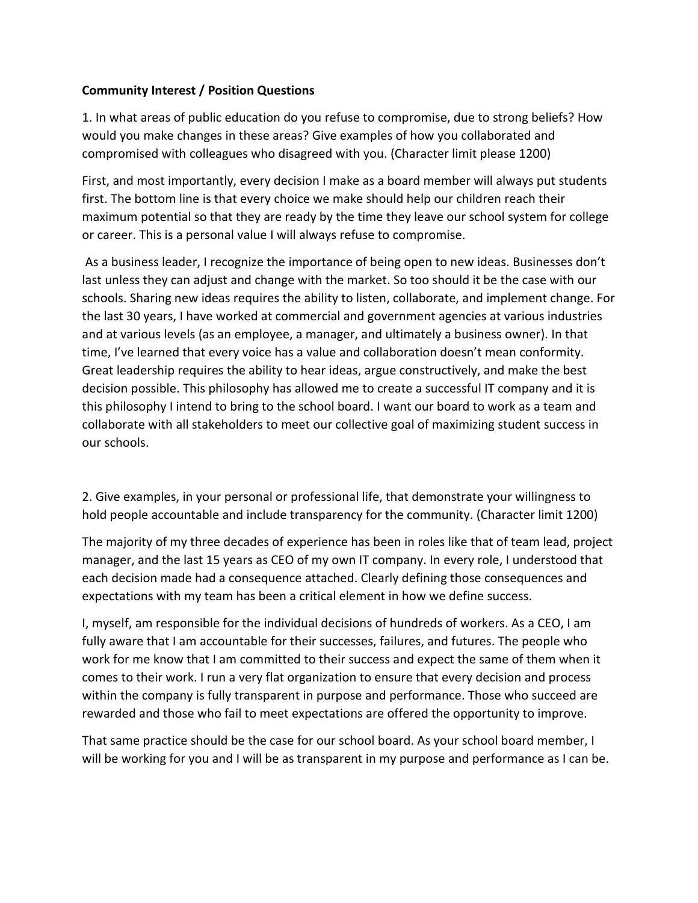**Community Interest / Position Questions**

1. In what areas of public education do you refuse to compromise, due to strong beliefs? How would you make changes in these areas? Give examples of how you collaborated and compromised with colleagues who disagreed with you. (Character limit please 1200)

First, and most importantly, every decision I make as a board member will always put students first. The bottom line is that every choice we make should help our children reach their maximum potential so that they are ready by the time they leave our school system for college or career. This is a personal value I will always refuse to compromise.

As a business leader, I recognize the importance of being open to new ideas. Businesses don't last unless they can adjust and change with the market. So too should it be the case with our schools. Sharing new ideas requires the ability to listen, collaborate, and implement change. For the last 30 years, I have worked at commercial and government agencies at various industries and at various levels (as an employee, a manager, and ultimately a business owner). In that time, I've learned that every voice has a value and collaboration doesn't mean conformity. Great leadership requires the ability to hear ideas, argue constructively, and make the best decision possible. This philosophy has allowed me to create a successful IT company and it is this philosophy I intend to bring to the school board. I want our board to work as a team and collaborate with all stakeholders to meet our collective goal of maximizing student success in our schools.

2. Give examples, in your personal or professional life, that demonstrate your willingness to hold people accountable and include transparency for the community. (Character limit 1200)

The majority of my three decades of experience has been in roles like that of team lead, project manager, and the last 15 years as CEO of my own IT company. In every role, I understood that each decision made had a consequence attached. Clearly defining those consequences and expectations with my team has been a critical element in how we define success.

I, myself, am responsible for the individual decisions of hundreds of workers. As a CEO, I am fully aware that I am accountable for their successes, failures, and futures. The people who work for me know that I am committed to their success and expect the same of them when it comes to their work. I run a very flat organization to ensure that every decision and process within the company is fully transparent in purpose and performance. Those who succeed are rewarded and those who fail to meet expectations are offered the opportunity to improve.

That same practice should be the case for our school board. As your school board member, I will be working for you and I will be as transparent in my purpose and performance as I can be.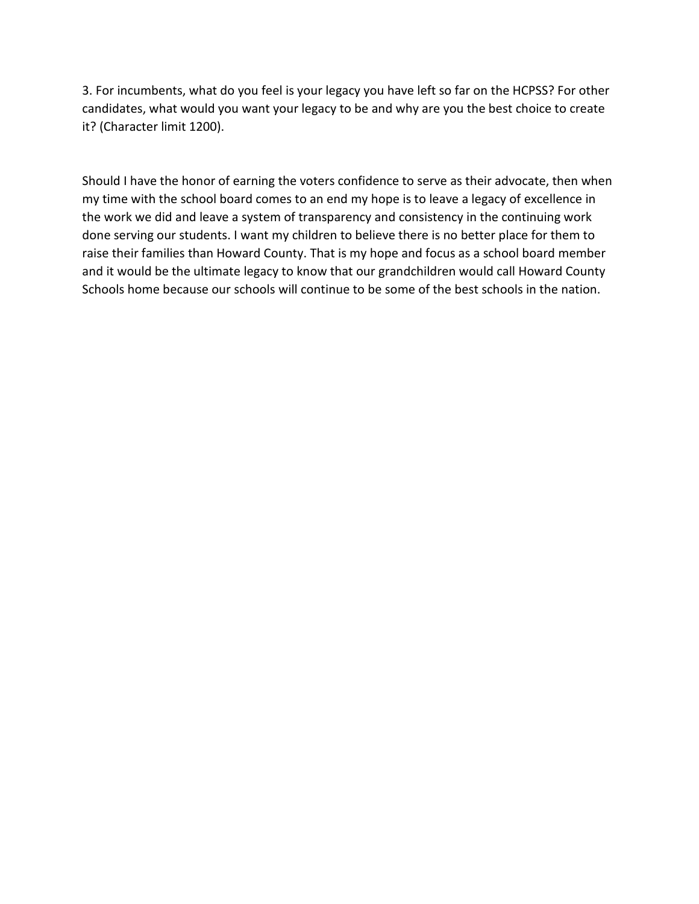3. For incumbents, what do you feel is your legacy you have left so far on the HCPSS? For other candidates, what would you want your legacy to be and why are you the best choice to create it? (Character limit 1200).

Should I have the honor of earning the voters confidence to serve as their advocate, then when my time with the school board comes to an end my hope is to leave a legacy of excellence in the work we did and leave a system of transparency and consistency in the continuing work done serving our students. I want my children to believe there is no better place for them to raise their families than Howard County. That is my hope and focus as a school board member and it would be the ultimate legacy to know that our grandchildren would call Howard County Schools home because our schools will continue to be some of the best schools in the nation.